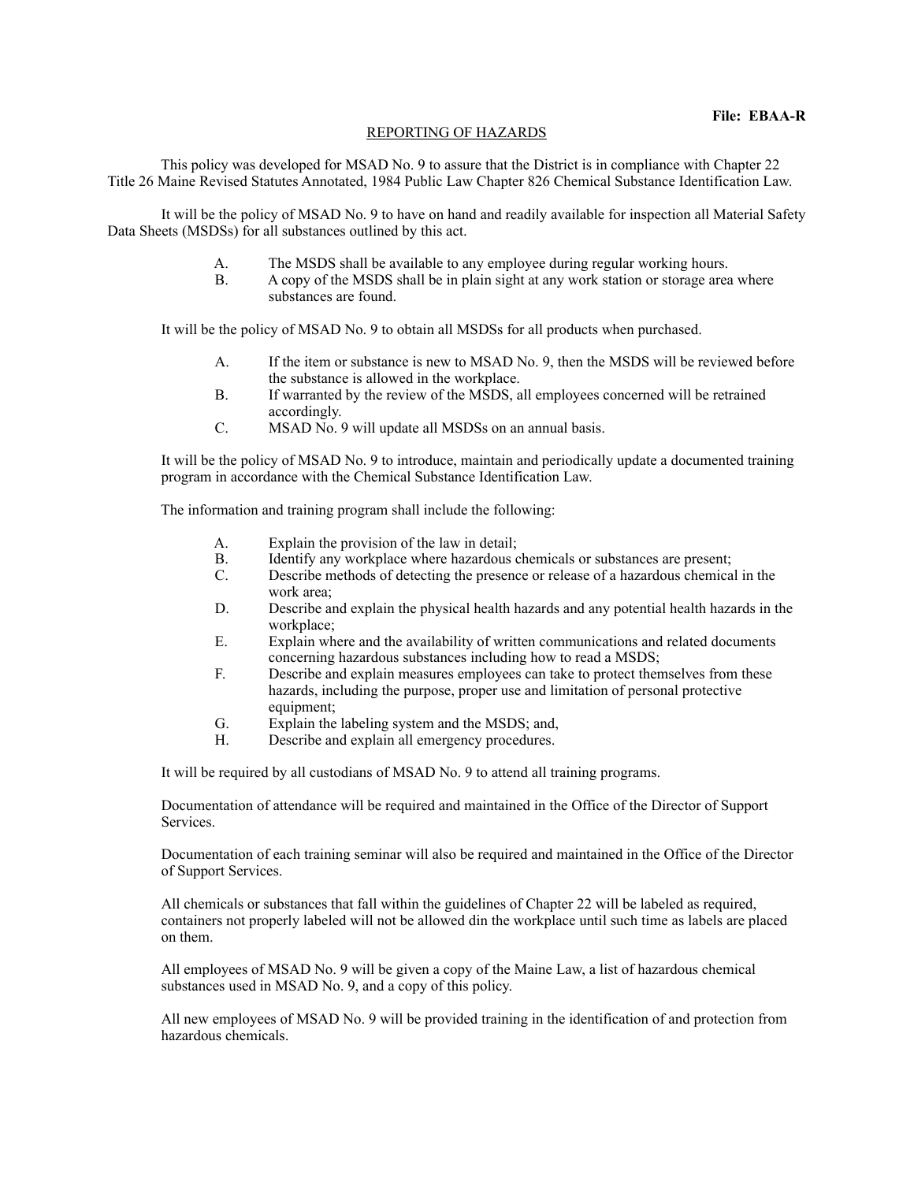**File: EBAA-R**

## REPORTING OF HAZARDS

This policy was developed for MSAD No. 9 to assure that the District is in compliance with Chapter 22 Title 26 Maine Revised Statutes Annotated, 1984 Public Law Chapter 826 Chemical Substance Identification Law.

It will be the policy of MSAD No. 9 to have on hand and readily available for inspection all Material Safety Data Sheets (MSDSs) for all substances outlined by this act.

A. The MSDS shall be available to any employee during regular working hours.
B. A copy of the MSDS shall be in plain sight at any work station or storage area where substances are found.

It will be the policy of MSAD No. 9 to obtain all MSDSs for all products when purchased.

A. If the item or substance is new to MSAD No. 9, then the MSDS will be reviewed before the substance is allowed in the workplace.
B. If warranted by the review of the MSDS, all employees concerned will be retrained accordingly.
C. MSAD No. 9 will update all MSDSs on an annual basis.

It will be the policy of MSAD No. 9 to introduce, maintain and periodically update a documented training program in accordance with the Chemical Substance Identification Law.

The information and training program shall include the following:

A. Explain the provision of the law in detail;
B. Identify any workplace where hazardous chemicals or substances are present;
C. Describe methods of detecting the presence or release of a hazardous chemical in the work area;
D. Describe and explain the physical health hazards and any potential health hazards in the workplace;
E. Explain where and the availability of written communications and related documents concerning hazardous substances including how to read a MSDS;
F. Describe and explain measures employees can take to protect themselves from these hazards, including the purpose, proper use and limitation of personal protective equipment;
G. Explain the labeling system and the MSDS; and,
H. Describe and explain all emergency procedures.

It will be required by all custodians of MSAD No. 9 to attend all training programs.

Documentation of attendance will be required and maintained in the Office of the Director of Support Services.

Documentation of each training seminar will also be required and maintained in the Office of the Director of Support Services.

All chemicals or substances that fall within the guidelines of Chapter 22 will be labeled as required, containers not properly labeled will not be allowed din the workplace until such time as labels are placed on them.

All employees of MSAD No. 9 will be given a copy of the Maine Law, a list of hazardous chemical substances used in MSAD No. 9, and a copy of this policy.

All new employees of MSAD No. 9 will be provided training in the identification of and protection from hazardous chemicals.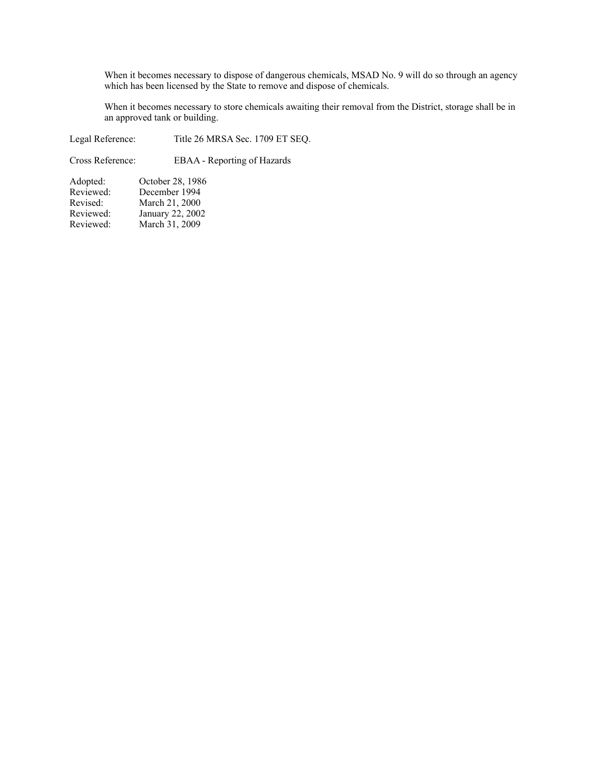When it becomes necessary to dispose of dangerous chemicals, MSAD No. 9 will do so through an agency which has been licensed by the State to remove and dispose of chemicals.

When it becomes necessary to store chemicals awaiting their removal from the District, storage shall be in an approved tank or building.

Legal Reference: Title 26 MRSA Sec. 1709 ET SEQ.

Cross Reference: EBAA - Reporting of Hazards

Adopted: October 28, 1986
Reviewed: December 1994
Revised: March 21, 2000
Reviewed: January 22, 2002
Reviewed: March 31, 2009